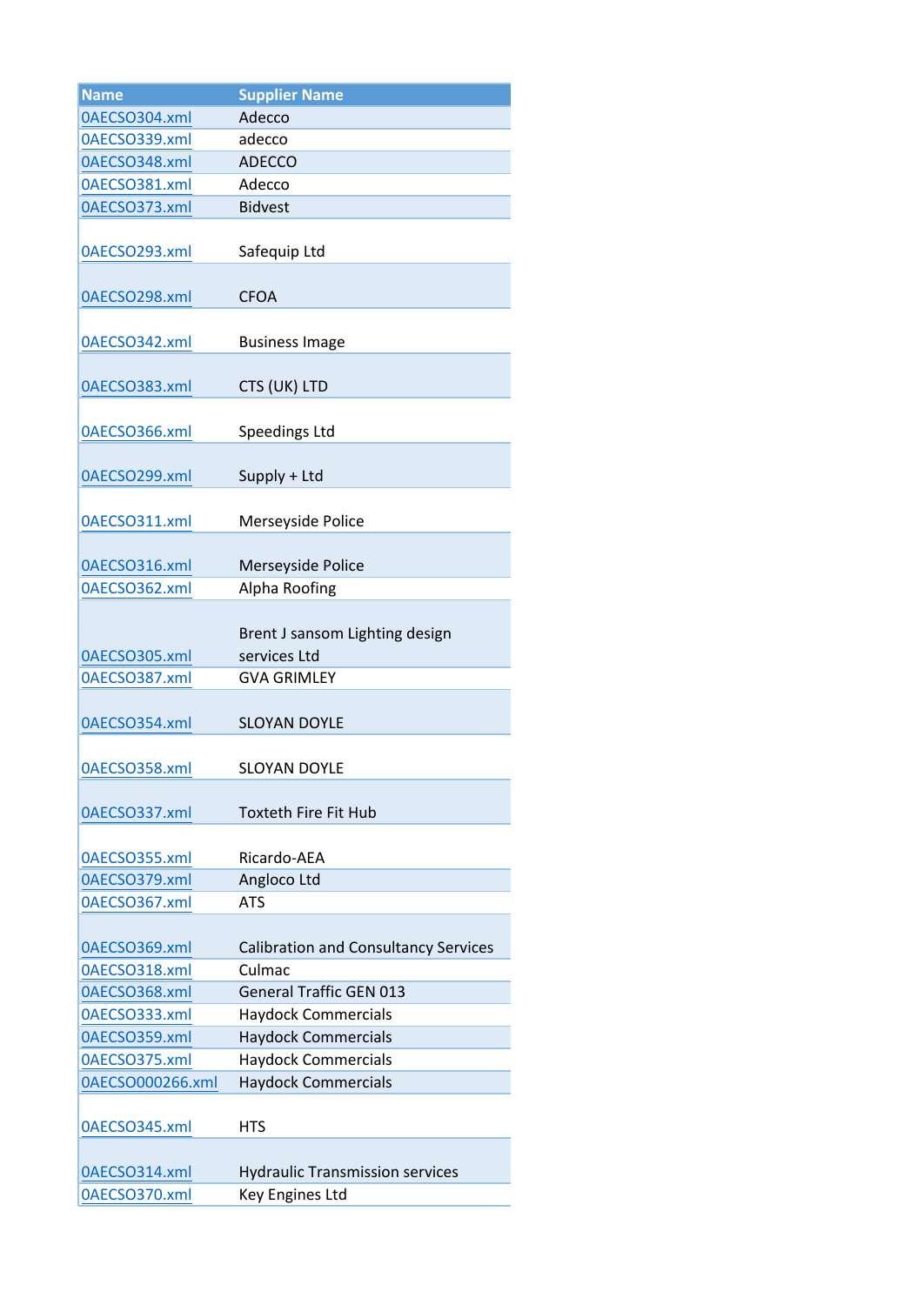| Name | Supplier Name |
| --- | --- |
| 0AECSO304.xml | Adecco |
| 0AECSO339.xml | adecco |
| 0AECSO348.xml | ADECCO |
| 0AECSO381.xml | Adecco |
| 0AECSO373.xml | Bidvest |
| 0AECSO293.xml | Safequip Ltd |
| 0AECSO298.xml | CFOA |
| 0AECSO342.xml | Business Image |
| 0AECSO383.xml | CTS (UK) LTD |
| 0AECSO366.xml | Speedings Ltd |
| 0AECSO299.xml | Supply + Ltd |
| 0AECSO311.xml | Merseyside Police |
| 0AECSO316.xml | Merseyside Police |
| 0AECSO362.xml | Alpha Roofing |
| 0AECSO305.xml | Brent J sansom Lighting design services Ltd |
| 0AECSO387.xml | GVA GRIMLEY |
| 0AECSO354.xml | SLOYAN DOYLE |
| 0AECSO358.xml | SLOYAN DOYLE |
| 0AECSO337.xml | Toxteth Fire Fit Hub |
| 0AECSO355.xml | Ricardo-AEA |
| 0AECSO379.xml | Angloco Ltd |
| 0AECSO367.xml | ATS |
| 0AECSO369.xml | Calibration and Consultancy Services |
| 0AECSO318.xml | Culmac |
| 0AECSO368.xml | General Traffic GEN 013 |
| 0AECSO333.xml | Haydock Commercials |
| 0AECSO359.xml | Haydock Commercials |
| 0AECSO375.xml | Haydock Commercials |
| 0AECSO000266.xml | Haydock Commercials |
| 0AECSO345.xml | HTS |
| 0AECSO314.xml | Hydraulic Transmission services |
| 0AECSO370.xml | Key Engines Ltd |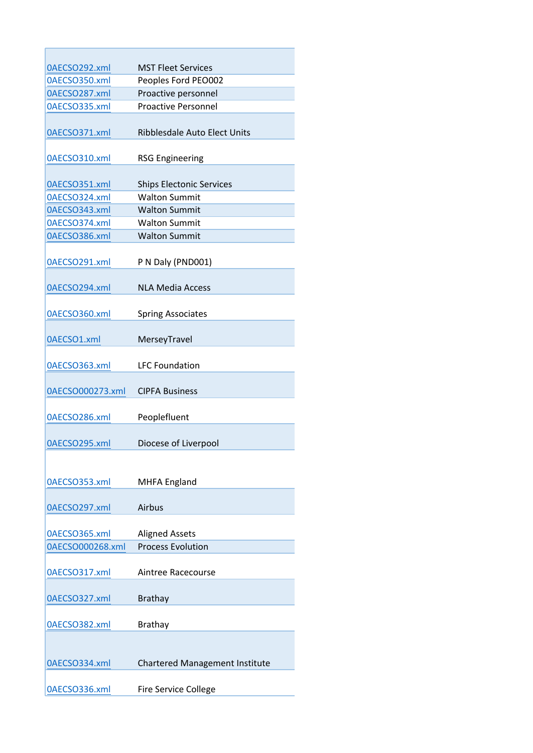| | |
|---|---|
| 0AECSO292.xml | MST Fleet Services |
| 0AECSO350.xml | Peoples Ford PEO002 |
| 0AECSO287.xml | Proactive personnel |
| 0AECSO335.xml | Proactive Personnel |
| 0AECSO371.xml | Ribblesdale Auto Elect Units |
| 0AECSO310.xml | RSG Engineering |
| 0AECSO351.xml | Ships Electonic Services |
| 0AECSO324.xml | Walton Summit |
| 0AECSO343.xml | Walton Summit |
| 0AECSO374.xml | Walton Summit |
| 0AECSO386.xml | Walton Summit |
| 0AECSO291.xml | P N Daly (PND001) |
| 0AECSO294.xml | NLA Media Access |
| 0AECSO360.xml | Spring Associates |
| 0AECSO1.xml | MerseyTravel |
| 0AECSO363.xml | LFC Foundation |
| 0AECSO000273.xml | CIPFA Business |
| 0AECSO286.xml | Peoplefluent |
| 0AECSO295.xml | Diocese of Liverpool |
| 0AECSO353.xml | MHFA England |
| 0AECSO297.xml | Airbus |
| 0AECSO365.xml | Aligned Assets |
| 0AECSO000268.xml | Process Evolution |
| 0AECSO317.xml | Aintree Racecourse |
| 0AECSO327.xml | Brathay |
| 0AECSO382.xml | Brathay |
| 0AECSO334.xml | Chartered Management Institute |
| 0AECSO336.xml | Fire Service College |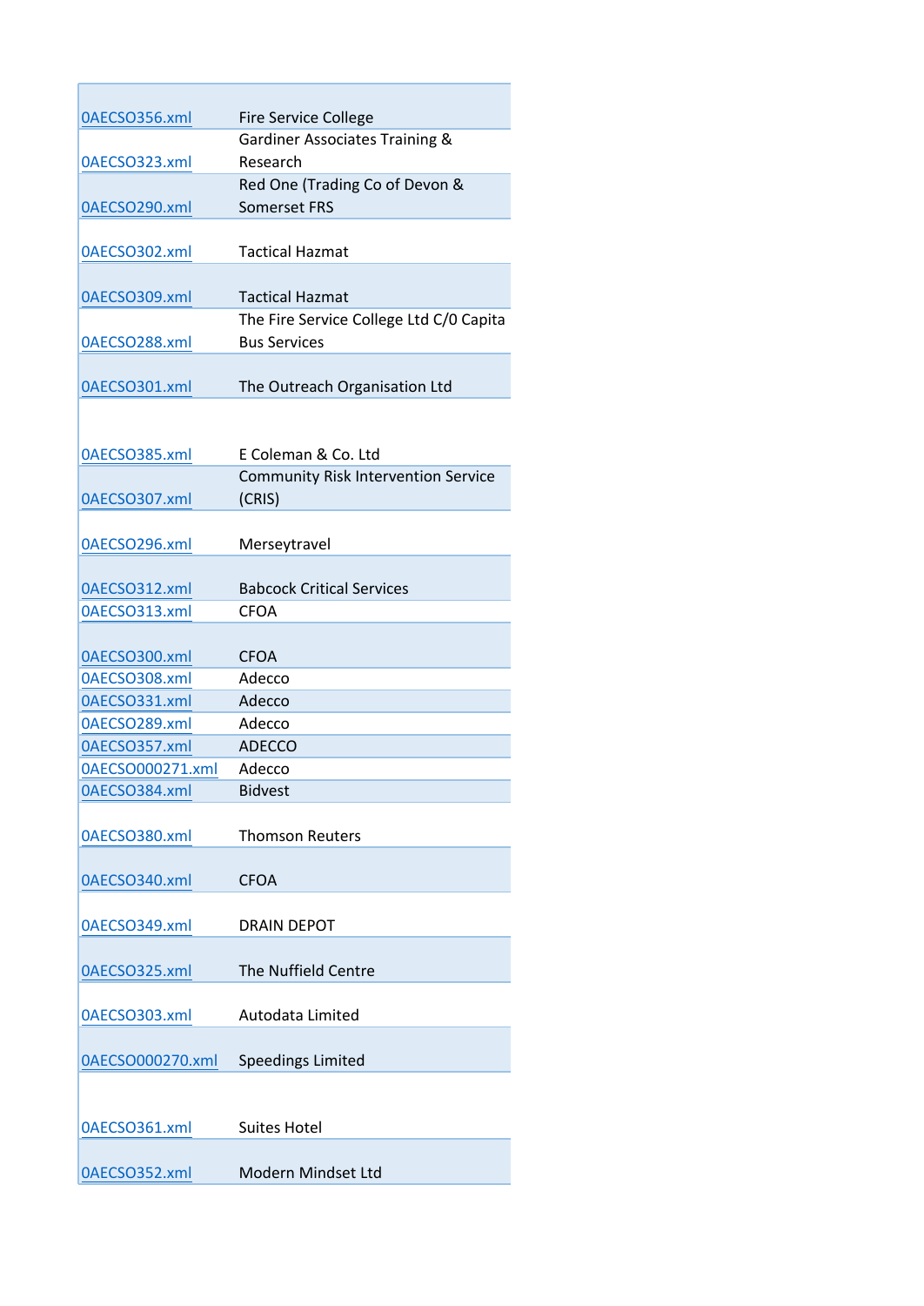| | |
|---|---|
| 0AECSO356.xml | Fire Service College |
| 0AECSO323.xml | Gardiner Associates Training & Research |
| 0AECSO290.xml | Red One (Trading Co of Devon & Somerset FRS |
| 0AECSO302.xml | Tactical Hazmat |
| 0AECSO309.xml | Tactical Hazmat |
| 0AECSO288.xml | The Fire Service College Ltd C/0 Capita Bus Services |
| 0AECSO301.xml | The Outreach Organisation Ltd |
| 0AECSO385.xml | E Coleman & Co. Ltd |
| 0AECSO307.xml | Community Risk Intervention Service (CRIS) |
| 0AECSO296.xml | Merseytravel |
| 0AECSO312.xml | Babcock Critical Services |
| 0AECSO313.xml | CFOA |
| 0AECSO300.xml | CFOA |
| 0AECSO308.xml | Adecco |
| 0AECSO331.xml | Adecco |
| 0AECSO289.xml | Adecco |
| 0AECSO357.xml | ADECCO |
| 0AECSO000271.xml | Adecco |
| 0AECSO384.xml | Bidvest |
| 0AECSO380.xml | Thomson Reuters |
| 0AECSO340.xml | CFOA |
| 0AECSO349.xml | DRAIN DEPOT |
| 0AECSO325.xml | The Nuffield Centre |
| 0AECSO303.xml | Autodata Limited |
| 0AECSO000270.xml | Speedings Limited |
| 0AECSO361.xml | Suites Hotel |
| 0AECSO352.xml | Modern Mindset Ltd |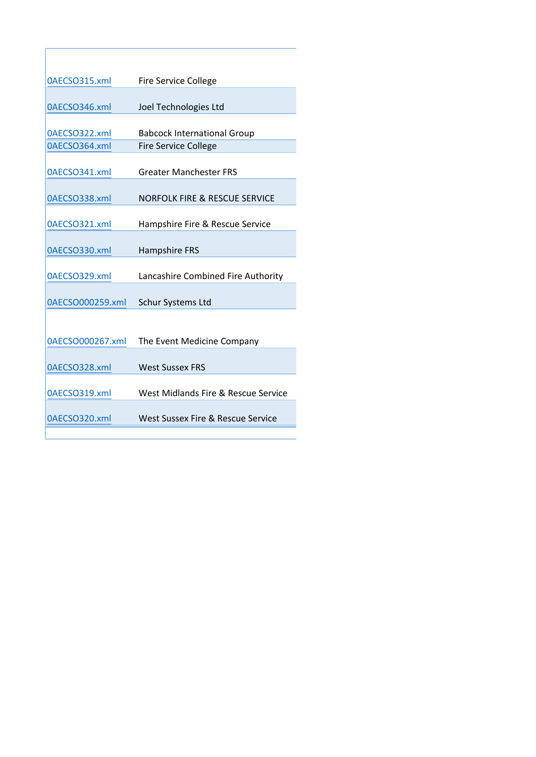| | |
|---|---|
| 0AECSO315.xml | Fire Service College |
| 0AECSO346.xml | Joel Technologies Ltd |
| 0AECSO322.xml | Babcock International Group |
| 0AECSO364.xml | Fire Service College |
| 0AECSO341.xml | Greater Manchester FRS |
| 0AECSO338.xml | NORFOLK FIRE & RESCUE SERVICE |
| 0AECSO321.xml | Hampshire Fire & Rescue Service |
| 0AECSO330.xml | Hampshire FRS |
| 0AECSO329.xml | Lancashire Combined Fire Authority |
| 0AECSO000259.xml | Schur Systems Ltd |
| 0AECSO000267.xml | The Event Medicine Company |
| 0AECSO328.xml | West Sussex FRS |
| 0AECSO319.xml | West Midlands Fire & Rescue Service |
| 0AECSO320.xml | West Sussex Fire & Rescue Service |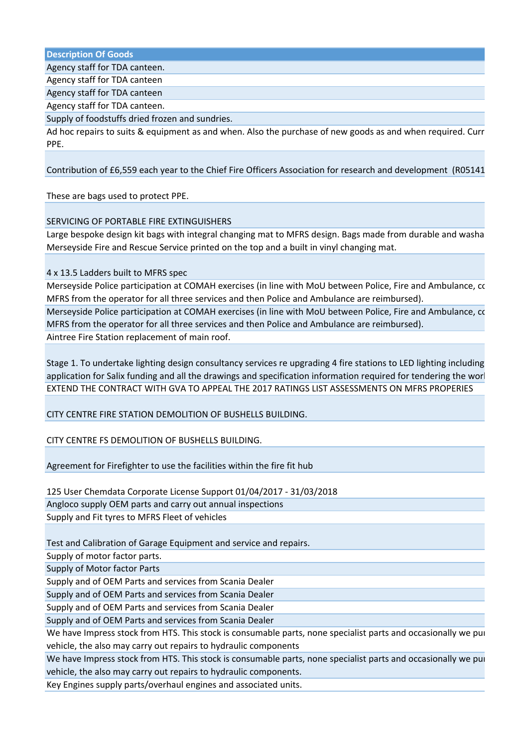| Description Of Goods |
|---|
| Agency staff for TDA canteen. |
| Agency staff for TDA canteen |
| Agency staff for TDA canteen |
| Agency staff for TDA canteen. |
| Supply of foodstuffs dried frozen and sundries. |
| Ad hoc repairs to suits & equipment as and when. Also the purchase of new goods as and when required. Curr PPE. |
| Contribution of £6,559 each year to the Chief Fire Officers Association for research and development (R05141 |
| These are bags used to protect PPE. |
| SERVICING OF PORTABLE FIRE EXTINGUISHERS |
| Large bespoke design kit bags with integral changing mat to MFRS design. Bags made from durable and washa Merseyside Fire and Rescue Service printed on the top and a built in vinyl changing mat. |
| 4 x 13.5 Ladders built to MFRS spec |
| Merseyside Police participation at COMAH exercises (in line with MoU between Police, Fire and Ambulance, co MFRS from the operator for all three services and then Police and Ambulance are reimbursed). |
| Merseyside Police participation at COMAH exercises (in line with MoU between Police, Fire and Ambulance, co MFRS from the operator for all three services and then Police and Ambulance are reimbursed). |
| Aintree Fire Station replacement of main roof. |
| Stage 1. To undertake lighting design consultancy services re upgrading 4 fire stations to LED lighting including application for Salix funding and all the drawings and specification information required for tendering the worl |
| EXTEND THE CONTRACT WITH GVA TO APPEAL THE 2017 RATINGS LIST ASSESSMENTS ON MFRS PROPERIES |
| CITY CENTRE FIRE STATION DEMOLITION OF BUSHELLS BUILDING. |
| CITY CENTRE FS DEMOLITION OF BUSHELLS BUILDING. |
| Agreement for Firefighter to use the facilities within the fire fit hub |
| 125 User Chemdata Corporate License Support 01/04/2017 - 31/03/2018 |
| Angloco supply OEM parts and carry out annual inspections |
| Supply and Fit tyres to MFRS Fleet of vehicles |
| Test and Calibration of Garage Equipment and service and repairs. |
| Supply of motor factor parts. |
| Supply of Motor factor Parts |
| Supply and of OEM Parts and services from Scania Dealer |
| Supply and of OEM Parts and services from Scania Dealer |
| Supply and of OEM Parts and services from Scania Dealer |
| Supply and of OEM Parts and services from Scania Dealer |
| We have Impress stock from HTS. This stock is consumable parts, none specialist parts and occasionally we pu vehicle, the also may carry out repairs to hydraulic components |
| We have Impress stock from HTS. This stock is consumable parts, none specialist parts and occasionally we pu vehicle, the also may carry out repairs to hydraulic components. |
| Key Engines supply parts/overhaul engines and associated units. |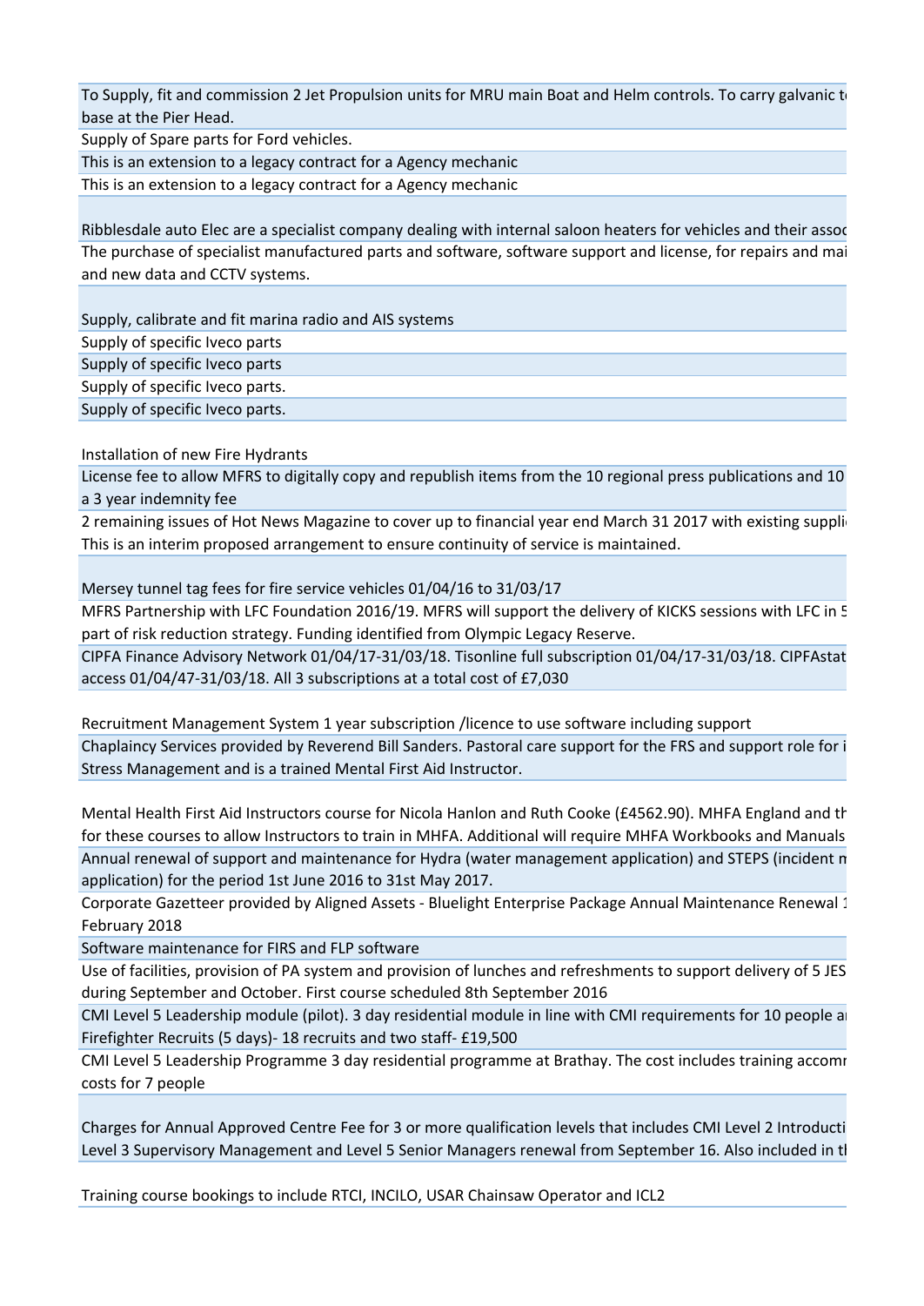| |
|---|
| To Supply, fit and commission 2 Jet Propulsion units for MRU main Boat and Helm controls. To carry galvanic t base at the Pier Head. |
| Supply of Spare parts for Ford vehicles. |
| This is an extension to a legacy contract for a Agency mechanic |
| This is an extension to a legacy contract for a Agency mechanic |
| Ribblesdale auto Elec are a specialist company dealing with internal saloon heaters for vehicles and their assoc |
| The purchase of specialist manufactured parts and software, software support and license, for repairs and mai and new data and CCTV systems. |
| Supply, calibrate and fit marina radio and AIS systems |
| Supply of specific Iveco parts |
| Supply of specific Iveco parts |
| Supply of specific Iveco parts. |
| Supply of specific Iveco parts. |
| Installation of new Fire Hydrants |
| License fee to allow MFRS to digitally copy and republish items from the 10 regional press publications and 10 a 3 year indemnity fee |
| 2 remaining issues of Hot News Magazine to cover up to financial year end March 31 2017 with existing suppli This is an interim proposed arrangement to ensure continuity of service is maintained. |
| Mersey tunnel tag fees for fire service vehicles 01/04/16 to 31/03/17 |
| MFRS Partnership with LFC Foundation 2016/19. MFRS will support the delivery of KICKS sessions with LFC in 5 part of risk reduction strategy. Funding identified from Olympic Legacy Reserve. |
| CIPFA Finance Advisory Network 01/04/17-31/03/18. Tisonline full subscription 01/04/17-31/03/18. CIPFAstat access 01/04/47-31/03/18. All 3 subscriptions at a total cost of £7,030 |
| Recruitment Management System 1 year subscription /licence to use software including support |
| Chaplaincy Services provided by Reverend Bill Sanders. Pastoral care support for the FRS and support role for i Stress Management and is a trained Mental First Aid Instructor. |
| Mental Health First Aid Instructors course for Nicola Hanlon and Ruth Cooke (£4562.90). MHFA England and th for these courses to allow Instructors to train in MHFA. Additional will require MHFA Workbooks and Manuals |
| Annual renewal of support and maintenance for Hydra (water management application) and STEPS (incident m application) for the period 1st June 2016 to 31st May 2017. |
| Corporate Gazetteer provided by Aligned Assets - Bluelight Enterprise Package Annual Maintenance Renewal 1 February 2018 |
| Software maintenance for FIRS and FLP software |
| Use of facilities, provision of PA system and provision of lunches and refreshments to support delivery of 5 JES during September and October. First course scheduled 8th September 2016 |
| CMI Level 5 Leadership module (pilot). 3 day residential module in line with CMI requirements for 10 people a Firefighter Recruits (5 days)- 18 recruits and two staff- £19,500 |
| CMI Level 5 Leadership Programme 3 day residential programme at Brathay. The cost includes training accomn costs for 7 people |
| Charges for Annual Approved Centre Fee for 3 or more qualification levels that includes CMI Level 2 Introducti Level 3 Supervisory Management and Level 5 Senior Managers renewal from September 16. Also included in tl |
| Training course bookings to include RTCI, INCILO, USAR Chainsaw Operator and ICL2 |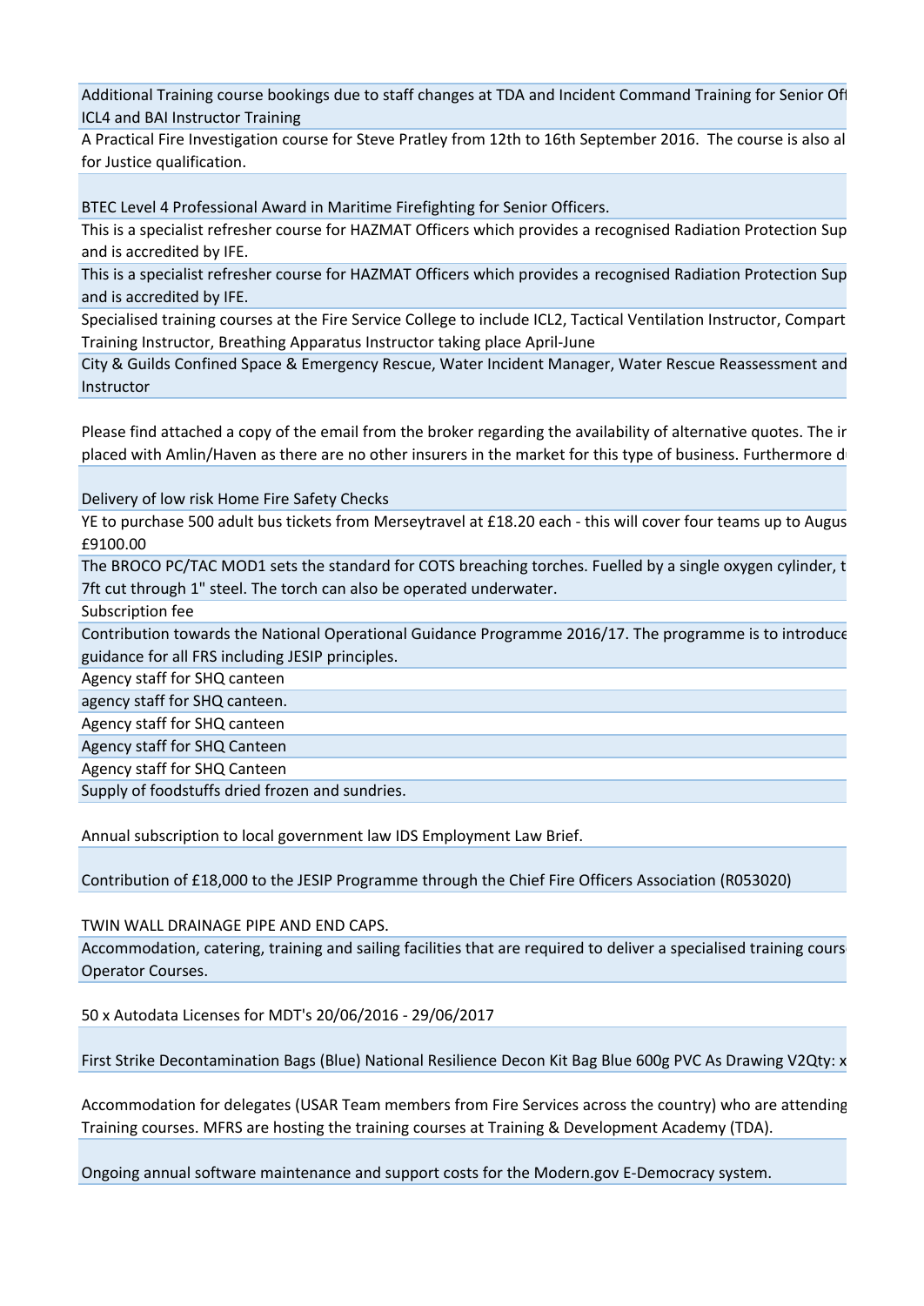| |
|---|
| Additional Training course bookings due to staff changes at TDA and Incident Command Training for Senior Offi ICL4 and BAI Instructor Training |
| A Practical Fire Investigation course for Steve Pratley from 12th to 16th September 2016. The course is also al for Justice qualification. |
| BTEC Level 4 Professional Award in Maritime Firefighting for Senior Officers. |
| This is a specialist refresher course for HAZMAT Officers which provides a recognised Radiation Protection Sup and is accredited by IFE. |
| This is a specialist refresher course for HAZMAT Officers which provides a recognised Radiation Protection Sup and is accredited by IFE. |
| Specialised training courses at the Fire Service College to include ICL2, Tactical Ventilation Instructor, Compart Training Instructor, Breathing Apparatus Instructor taking place April-June |
| City & Guilds Confined Space & Emergency Rescue, Water Incident Manager, Water Rescue Reassessment and Instructor |
| Please find attached a copy of the email from the broker regarding the availability of alternative quotes. The ir placed with Amlin/Haven as there are no other insurers in the market for this type of business. Furthermore d |
| Delivery of low risk Home Fire Safety Checks |
| YE to purchase 500 adult bus tickets from Merseytravel at £18.20 each - this will cover four teams up to Augus £9100.00 |
| The BROCO PC/TAC MOD1 sets the standard for COTS breaching torches. Fuelled by a single oxygen cylinder, t 7ft cut through 1" steel. The torch can also be operated underwater. |
| Subscription fee |
| Contribution towards the National Operational Guidance Programme 2016/17. The programme is to introduce guidance for all FRS including JESIP principles. |
| Agency staff for SHQ canteen |
| agency staff for SHQ canteen. |
| Agency staff for SHQ canteen |
| Agency staff for SHQ Canteen |
| Agency staff for SHQ Canteen |
| Supply of foodstuffs dried frozen and sundries. |
| Annual subscription to local government law IDS Employment Law Brief. |
| Contribution of £18,000 to the JESIP Programme through the Chief Fire Officers Association (R053020) |
| TWIN WALL DRAINAGE PIPE AND END CAPS. |
| Accommodation, catering, training and sailing facilities that are required to deliver a specialised training cours Operator Courses. |
| 50 x Autodata Licenses for MDT's 20/06/2016 - 29/06/2017 |
| First Strike Decontamination Bags (Blue) National Resilience Decon Kit Bag Blue 600g PVC As Drawing V2Qty: x |
| Accommodation for delegates (USAR Team members from Fire Services across the country) who are attending Training courses. MFRS are hosting the training courses at Training & Development Academy (TDA). |
| Ongoing annual software maintenance and support costs for the Modern.gov E-Democracy system. |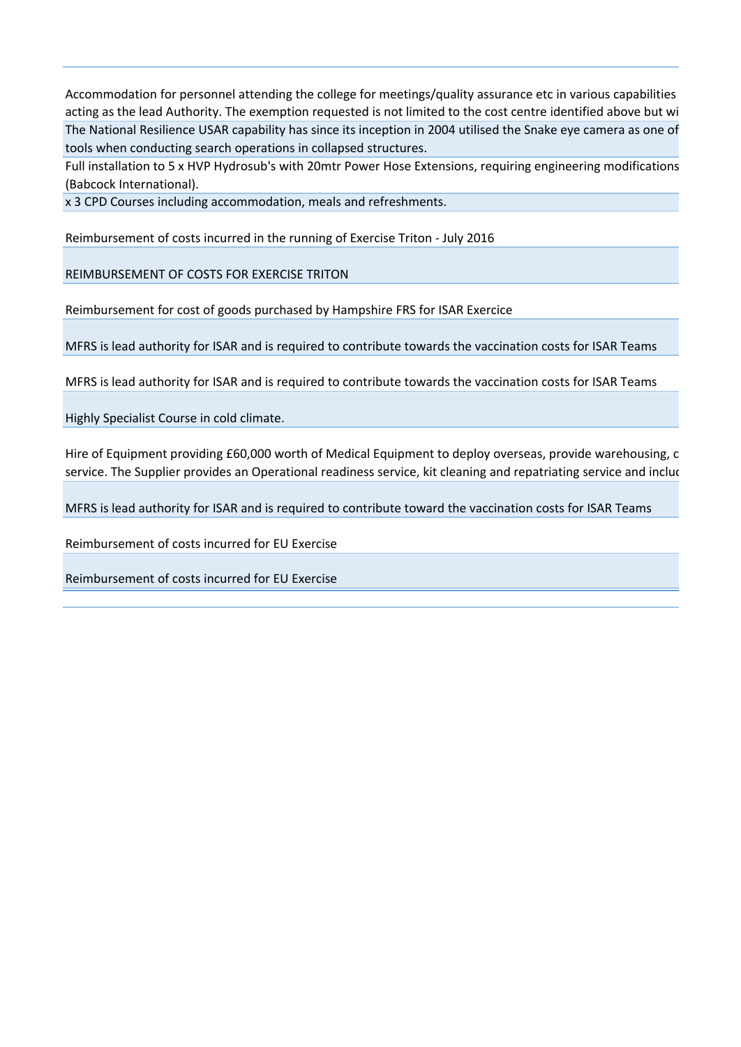| |
|---|
| Accommodation for personnel attending the college for meetings/quality assurance etc in various capabilities acting as the lead Authority. The exemption requested is not limited to the cost centre identified above but wi |
| The National Resilience USAR capability has since its inception in 2004 utilised the Snake eye camera as one of tools when conducting search operations in collapsed structures. |
| Full installation to 5 x HVP Hydrosub's with 20mtr Power Hose Extensions, requiring engineering modifications (Babcock International). |
| x 3 CPD Courses including accommodation, meals and refreshments. |
| Reimbursement of costs incurred in the running of Exercise Triton - July 2016 |
| REIMBURSEMENT OF COSTS FOR EXERCISE TRITON |
| Reimbursement for cost of goods purchased by Hampshire FRS for ISAR Exercice |
| MFRS is lead authority for ISAR and is required to contribute towards the vaccination costs for ISAR Teams |
| MFRS is lead authority for ISAR and is required to contribute towards the vaccination costs for ISAR Teams |
| Highly Specialist Course in cold climate. |
| Hire of Equipment providing £60,000 worth of Medical Equipment to deploy overseas, provide warehousing, c service. The Supplier provides an Operational readiness service, kit cleaning and repatriating service and incluc |
| MFRS is lead authority for ISAR and is required to contribute toward the vaccination costs for ISAR Teams |
| Reimbursement of costs incurred for EU Exercise |
| Reimbursement of costs incurred for EU Exercise |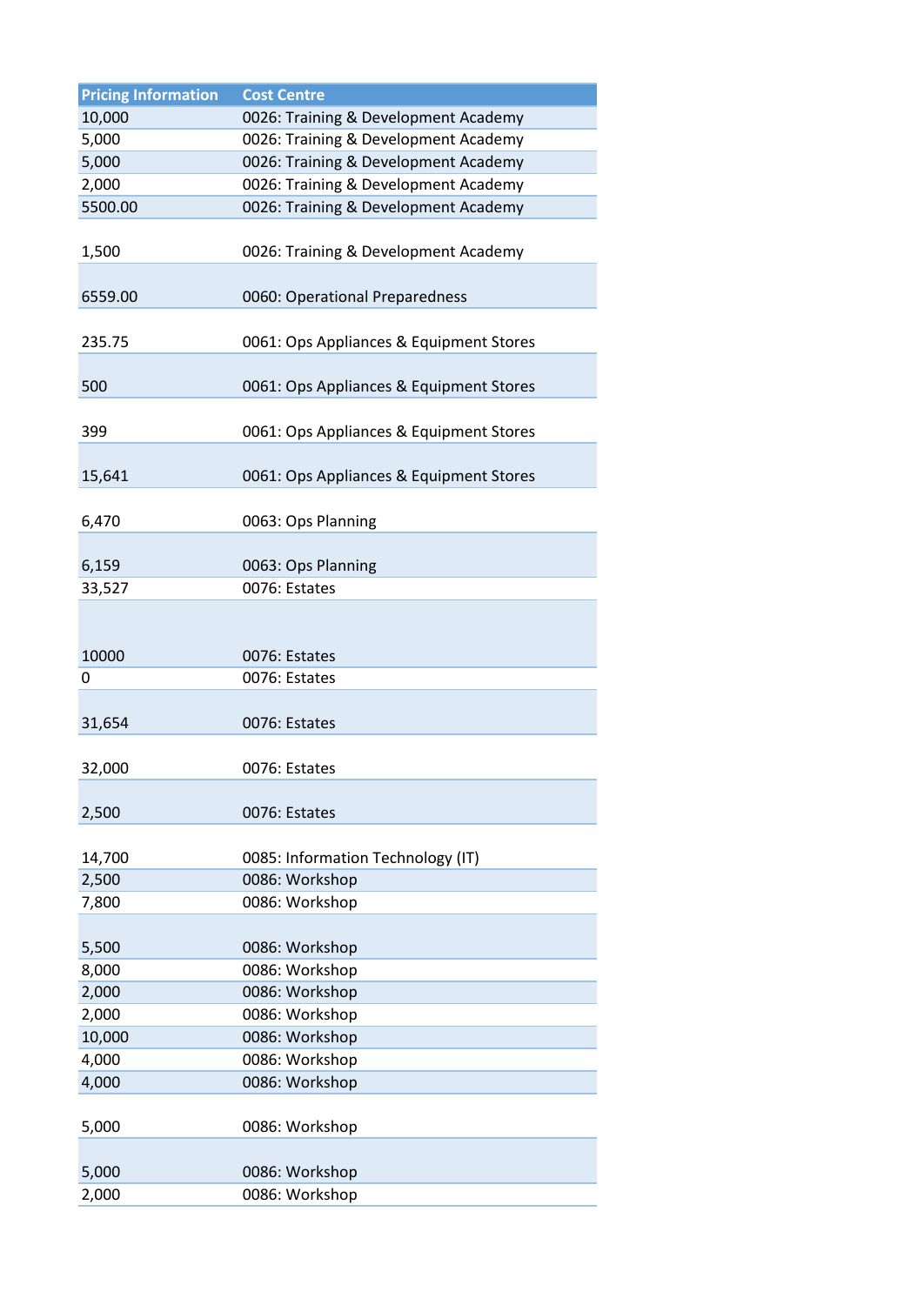| Pricing Information | Cost Centre |
|---|---|
| 10,000 | 0026: Training & Development Academy |
| 5,000 | 0026: Training & Development Academy |
| 5,000 | 0026: Training & Development Academy |
| 2,000 | 0026: Training & Development Academy |
| 5500.00 | 0026: Training & Development Academy |
| 1,500 | 0026: Training & Development Academy |
| 6559.00 | 0060: Operational Preparedness |
| 235.75 | 0061: Ops Appliances & Equipment Stores |
| 500 | 0061: Ops Appliances & Equipment Stores |
| 399 | 0061: Ops Appliances & Equipment Stores |
| 15,641 | 0061: Ops Appliances & Equipment Stores |
| 6,470 | 0063: Ops Planning |
| 6,159 | 0063: Ops Planning |
| 33,527 | 0076: Estates |
| 10000 | 0076: Estates |
| 0 | 0076: Estates |
| 31,654 | 0076: Estates |
| 32,000 | 0076: Estates |
| 2,500 | 0076: Estates |
| 14,700 | 0085: Information Technology (IT) |
| 2,500 | 0086: Workshop |
| 7,800 | 0086: Workshop |
| 5,500 | 0086: Workshop |
| 8,000 | 0086: Workshop |
| 2,000 | 0086: Workshop |
| 2,000 | 0086: Workshop |
| 10,000 | 0086: Workshop |
| 4,000 | 0086: Workshop |
| 4,000 | 0086: Workshop |
| 5,000 | 0086: Workshop |
| 5,000 | 0086: Workshop |
| 2,000 | 0086: Workshop |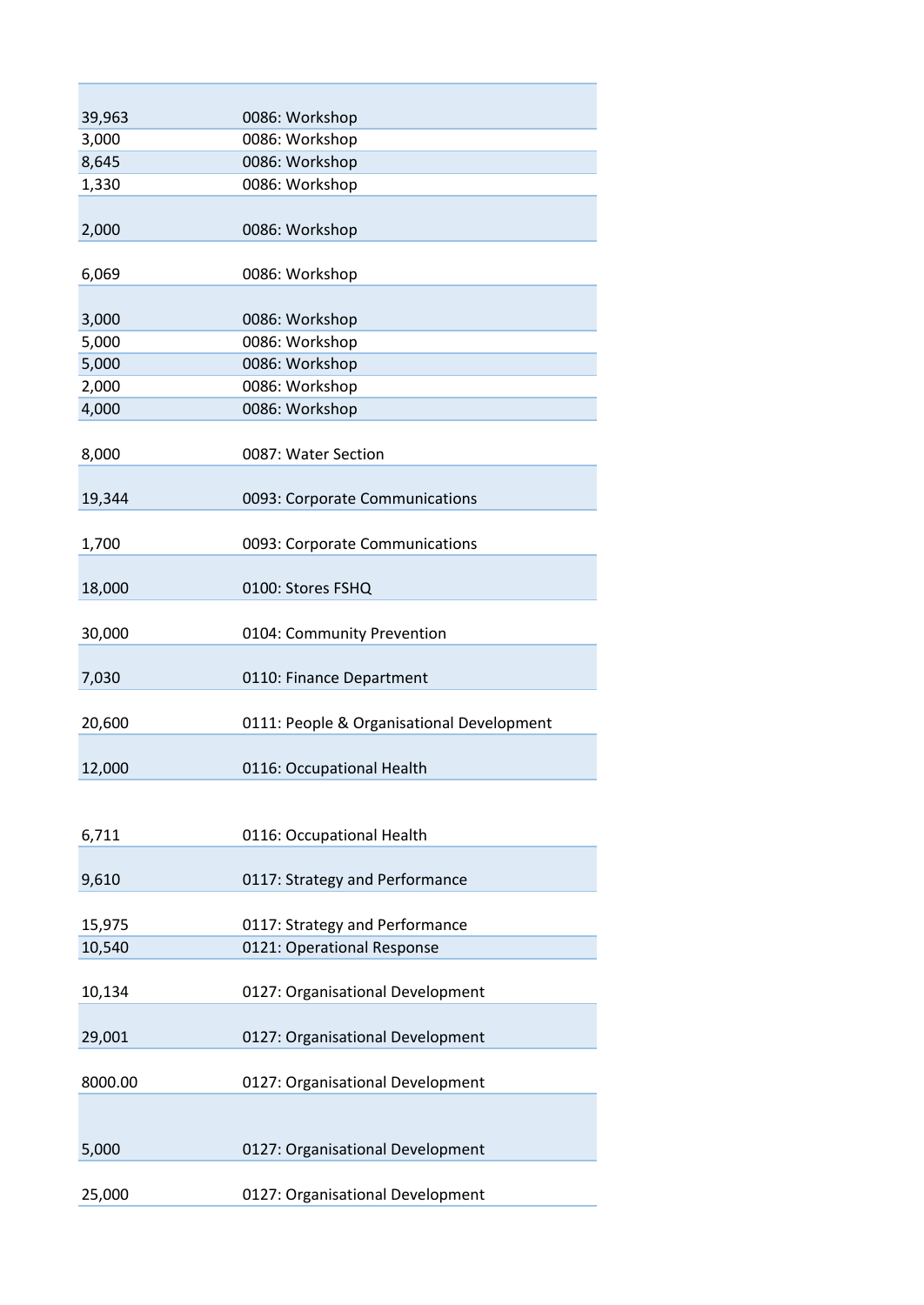| | |
|---|---|
| 39,963 | 0086: Workshop |
| 3,000 | 0086: Workshop |
| 8,645 | 0086: Workshop |
| 1,330 | 0086: Workshop |
| 2,000 | 0086: Workshop |
| 6,069 | 0086: Workshop |
| 3,000 | 0086: Workshop |
| 5,000 | 0086: Workshop |
| 5,000 | 0086: Workshop |
| 2,000 | 0086: Workshop |
| 4,000 | 0086: Workshop |
| 8,000 | 0087: Water Section |
| 19,344 | 0093: Corporate Communications |
| 1,700 | 0093: Corporate Communications |
| 18,000 | 0100: Stores FSHQ |
| 30,000 | 0104: Community Prevention |
| 7,030 | 0110: Finance Department |
| 20,600 | 0111: People & Organisational Development |
| 12,000 | 0116: Occupational Health |
| 6,711 | 0116: Occupational Health |
| 9,610 | 0117: Strategy and Performance |
| 15,975 | 0117: Strategy and Performance |
| 10,540 | 0121: Operational Response |
| 10,134 | 0127: Organisational Development |
| 29,001 | 0127: Organisational Development |
| 8000.00 | 0127: Organisational Development |
| 5,000 | 0127: Organisational Development |
| 25,000 | 0127: Organisational Development |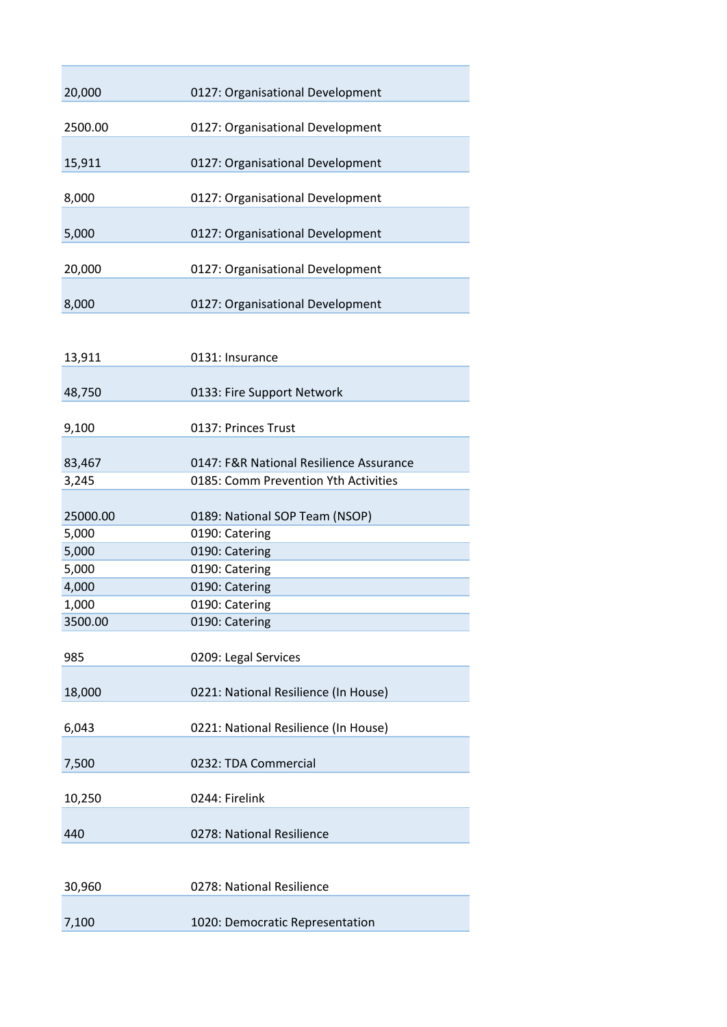| | |
|---|---|
| 20,000 | 0127: Organisational Development |
| 2500.00 | 0127: Organisational Development |
| 15,911 | 0127: Organisational Development |
| 8,000 | 0127: Organisational Development |
| 5,000 | 0127: Organisational Development |
| 20,000 | 0127: Organisational Development |
| 8,000 | 0127: Organisational Development |
| 13,911 | 0131: Insurance |
| 48,750 | 0133: Fire Support Network |
| 9,100 | 0137: Princes Trust |
| 83,467 | 0147: F&R National Resilience Assurance |
| 3,245 | 0185: Comm Prevention Yth Activities |
| 25000.00 | 0189: National SOP Team (NSOP) |
| 5,000 | 0190: Catering |
| 5,000 | 0190: Catering |
| 5,000 | 0190: Catering |
| 4,000 | 0190: Catering |
| 1,000 | 0190: Catering |
| 3500.00 | 0190: Catering |
| 985 | 0209: Legal Services |
| 18,000 | 0221: National Resilience (In House) |
| 6,043 | 0221: National Resilience (In House) |
| 7,500 | 0232: TDA Commercial |
| 10,250 | 0244: Firelink |
| 440 | 0278: National Resilience |
| 30,960 | 0278: National Resilience |
| 7,100 | 1020: Democratic Representation |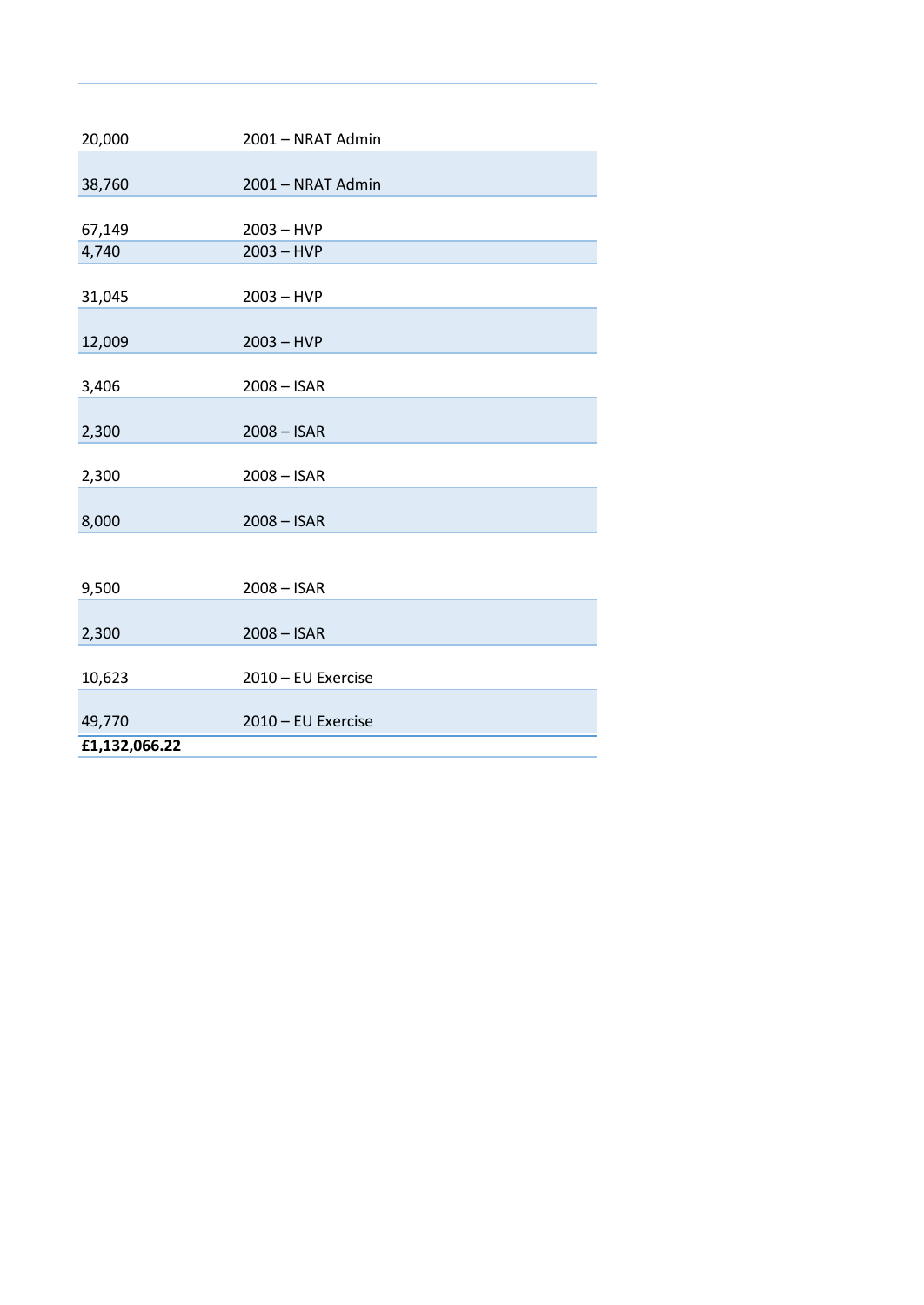| | |
|---|---|
| 20,000 | 2001 – NRAT Admin |
| 38,760 | 2001 – NRAT Admin |
| 67,149 | 2003 – HVP |
| 4,740 | 2003 – HVP |
| 31,045 | 2003 – HVP |
| 12,009 | 2003 – HVP |
| 3,406 | 2008 – ISAR |
| 2,300 | 2008 – ISAR |
| 2,300 | 2008 – ISAR |
| 8,000 | 2008 – ISAR |
| 9,500 | 2008 – ISAR |
| 2,300 | 2008 – ISAR |
| 10,623 | 2010 – EU Exercise |
| 49,770 | 2010 – EU Exercise |
| **£1,132,066.22** | |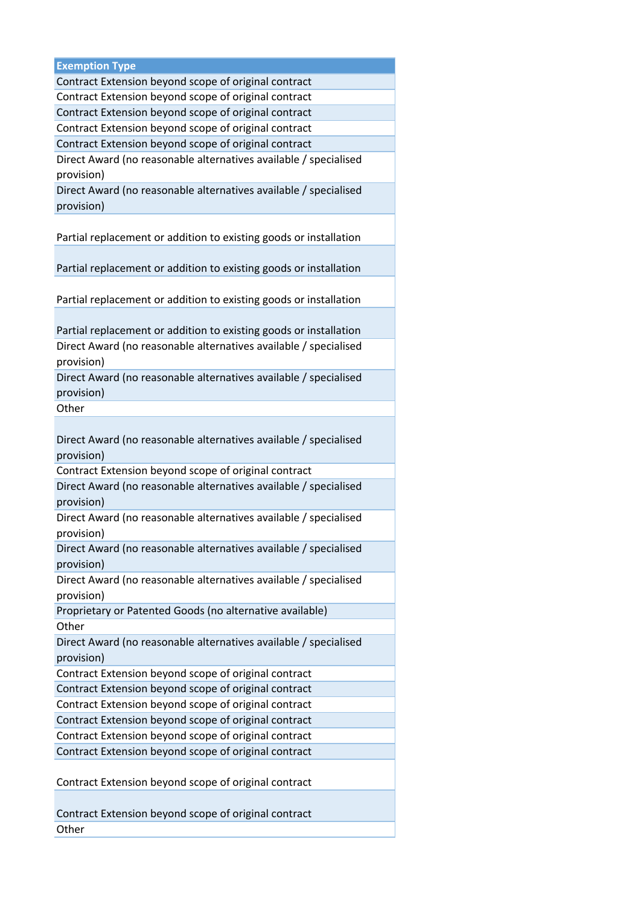| Exemption Type |
|---|
| Contract Extension beyond scope of original contract |
| Contract Extension beyond scope of original contract |
| Contract Extension beyond scope of original contract |
| Contract Extension beyond scope of original contract |
| Contract Extension beyond scope of original contract |
| Direct Award (no reasonable alternatives available / specialised provision) |
| Direct Award (no reasonable alternatives available / specialised provision) |
| Partial replacement or addition to existing goods or installation |
| Partial replacement or addition to existing goods or installation |
| Partial replacement or addition to existing goods or installation |
| Partial replacement or addition to existing goods or installation |
| Direct Award (no reasonable alternatives available / specialised provision) |
| Direct Award (no reasonable alternatives available / specialised provision) |
| Other |
| Direct Award (no reasonable alternatives available / specialised provision) |
| Contract Extension beyond scope of original contract |
| Direct Award (no reasonable alternatives available / specialised provision) |
| Direct Award (no reasonable alternatives available / specialised provision) |
| Direct Award (no reasonable alternatives available / specialised provision) |
| Direct Award (no reasonable alternatives available / specialised provision) |
| Proprietary or Patented Goods (no alternative available) |
| Other |
| Direct Award (no reasonable alternatives available / specialised provision) |
| Contract Extension beyond scope of original contract |
| Contract Extension beyond scope of original contract |
| Contract Extension beyond scope of original contract |
| Contract Extension beyond scope of original contract |
| Contract Extension beyond scope of original contract |
| Contract Extension beyond scope of original contract |
| Contract Extension beyond scope of original contract |
| Contract Extension beyond scope of original contract |
| Other |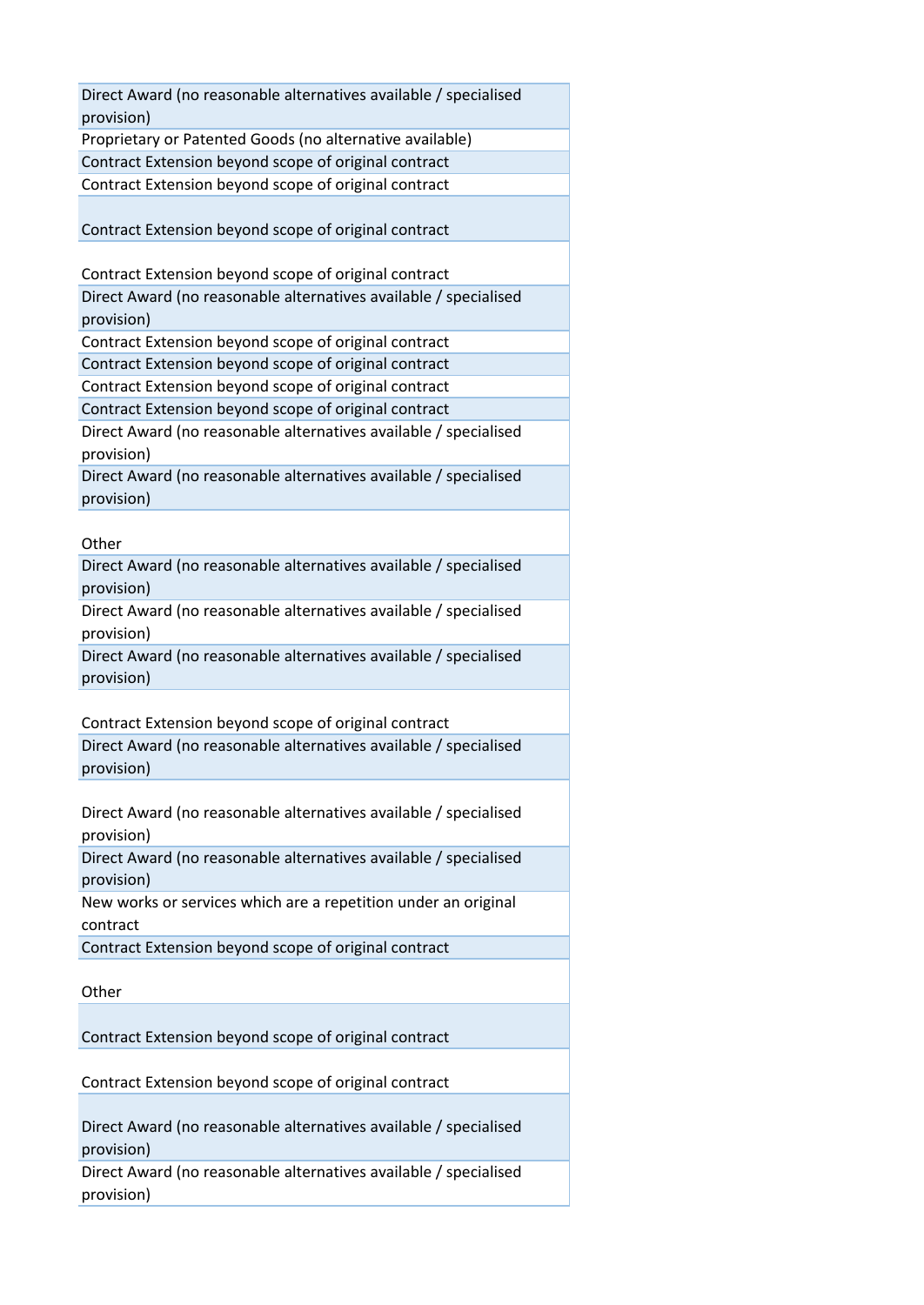| |
|---|
| Direct Award (no reasonable alternatives available / specialised provision) |
| Proprietary or Patented Goods (no alternative available) |
| Contract Extension beyond scope of original contract |
| Contract Extension beyond scope of original contract |
| Contract Extension beyond scope of original contract |
| Contract Extension beyond scope of original contract |
| Direct Award (no reasonable alternatives available / specialised provision) |
| Contract Extension beyond scope of original contract |
| Contract Extension beyond scope of original contract |
| Contract Extension beyond scope of original contract |
| Contract Extension beyond scope of original contract |
| Direct Award (no reasonable alternatives available / specialised provision) |
| Direct Award (no reasonable alternatives available / specialised provision) |
| Other |
| Direct Award (no reasonable alternatives available / specialised provision) |
| Direct Award (no reasonable alternatives available / specialised provision) |
| Direct Award (no reasonable alternatives available / specialised provision) |
| Contract Extension beyond scope of original contract |
| Direct Award (no reasonable alternatives available / specialised provision) |
| Direct Award (no reasonable alternatives available / specialised provision) |
| Direct Award (no reasonable alternatives available / specialised provision) |
| New works or services which are a repetition under an original contract |
| Contract Extension beyond scope of original contract |
| Other |
| Contract Extension beyond scope of original contract |
| Contract Extension beyond scope of original contract |
| Direct Award (no reasonable alternatives available / specialised provision) |
| Direct Award (no reasonable alternatives available / specialised provision) |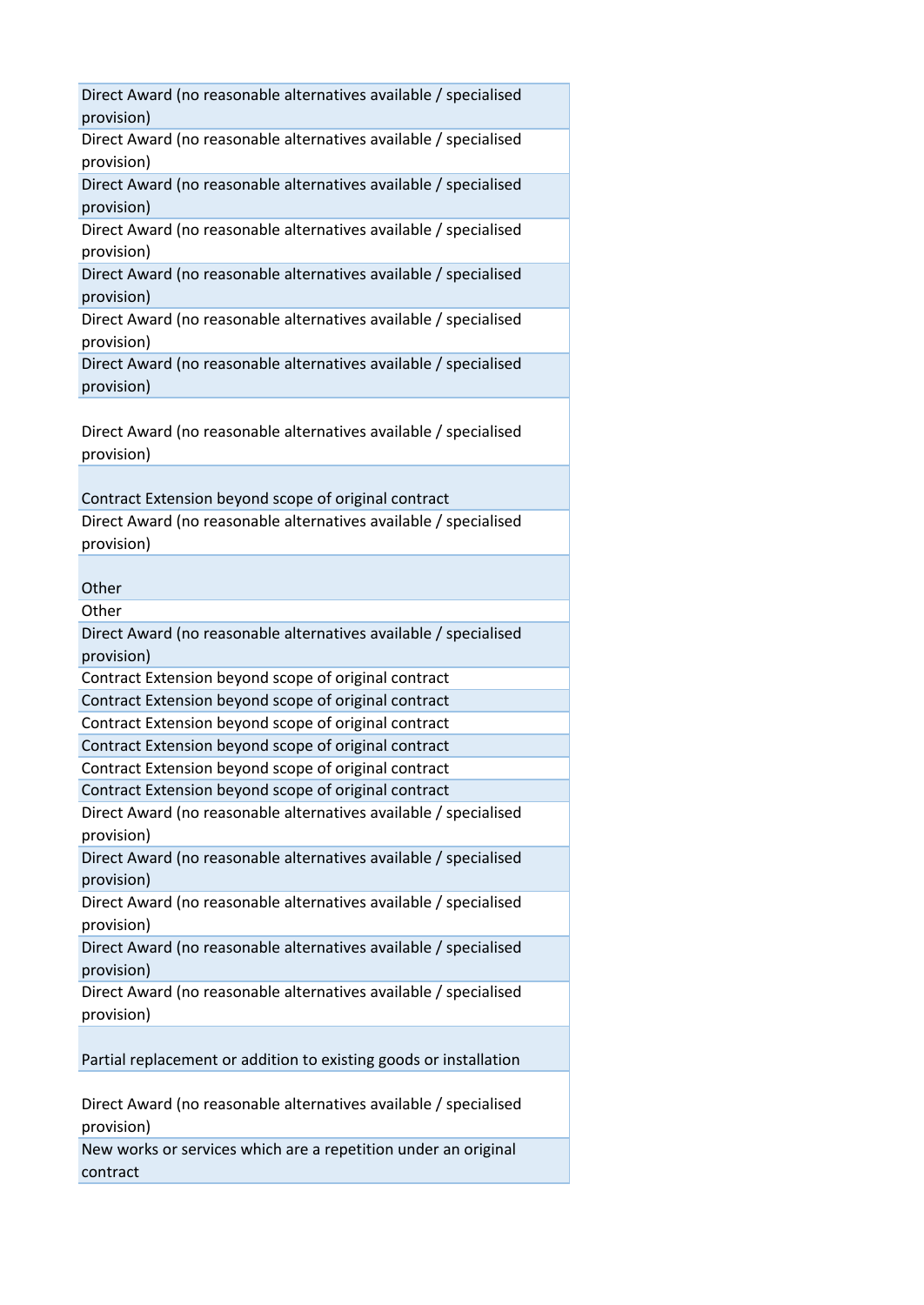| |
|---|
| Direct Award (no reasonable alternatives available / specialised provision) |
| Direct Award (no reasonable alternatives available / specialised provision) |
| Direct Award (no reasonable alternatives available / specialised provision) |
| Direct Award (no reasonable alternatives available / specialised provision) |
| Direct Award (no reasonable alternatives available / specialised provision) |
| Direct Award (no reasonable alternatives available / specialised provision) |
| Direct Award (no reasonable alternatives available / specialised provision) |
| Direct Award (no reasonable alternatives available / specialised provision) |
| Contract Extension beyond scope of original contract |
| Direct Award (no reasonable alternatives available / specialised provision) |
| Other |
| Other |
| Direct Award (no reasonable alternatives available / specialised provision) |
| Contract Extension beyond scope of original contract |
| Contract Extension beyond scope of original contract |
| Contract Extension beyond scope of original contract |
| Contract Extension beyond scope of original contract |
| Contract Extension beyond scope of original contract |
| Contract Extension beyond scope of original contract |
| Direct Award (no reasonable alternatives available / specialised provision) |
| Direct Award (no reasonable alternatives available / specialised provision) |
| Direct Award (no reasonable alternatives available / specialised provision) |
| Direct Award (no reasonable alternatives available / specialised provision) |
| Direct Award (no reasonable alternatives available / specialised provision) |
| Partial replacement or addition to existing goods or installation |
| Direct Award (no reasonable alternatives available / specialised provision) |
| New works or services which are a repetition under an original contract |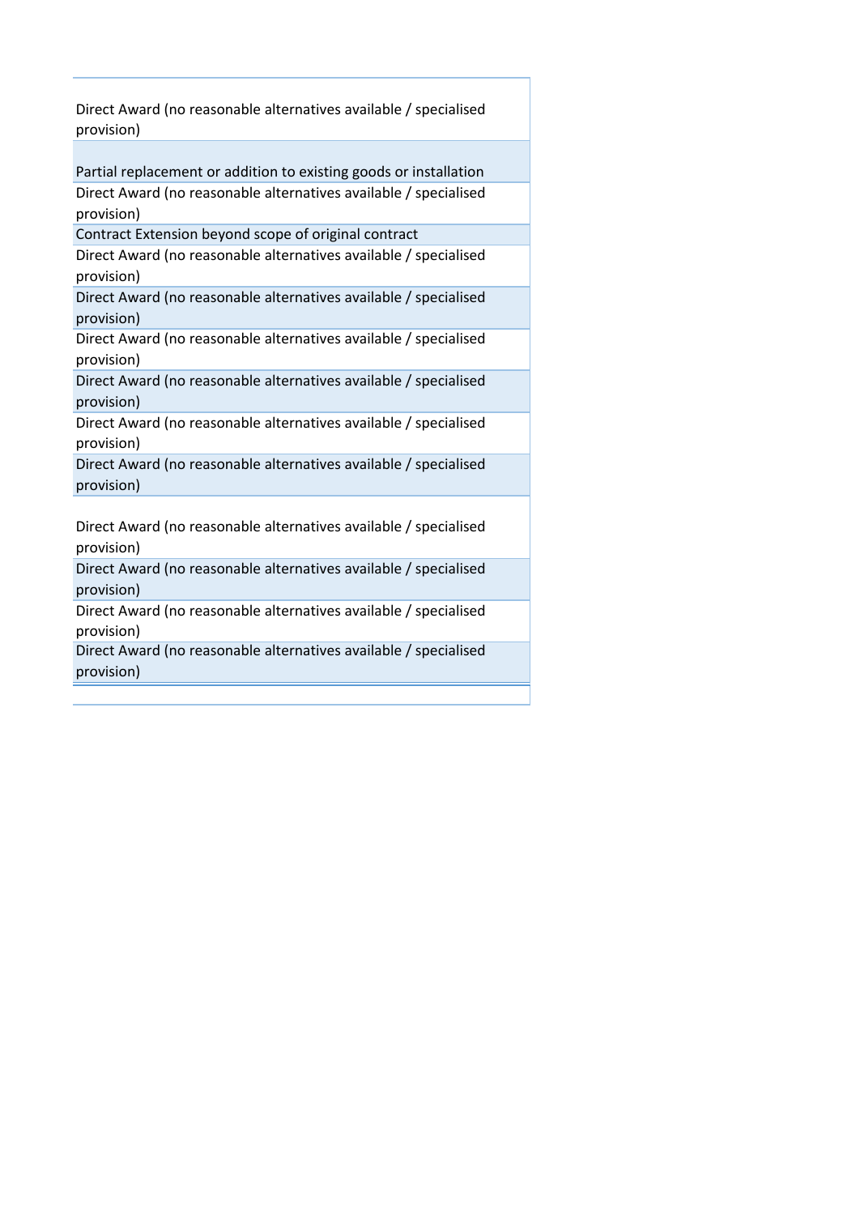| |
|---|
| Direct Award (no reasonable alternatives available / specialised provision) |
| Partial replacement or addition to existing goods or installation |
| Direct Award (no reasonable alternatives available / specialised provision) |
| Contract Extension beyond scope of original contract |
| Direct Award (no reasonable alternatives available / specialised provision) |
| Direct Award (no reasonable alternatives available / specialised provision) |
| Direct Award (no reasonable alternatives available / specialised provision) |
| Direct Award (no reasonable alternatives available / specialised provision) |
| Direct Award (no reasonable alternatives available / specialised provision) |
| Direct Award (no reasonable alternatives available / specialised provision) |
| Direct Award (no reasonable alternatives available / specialised provision) |
| Direct Award (no reasonable alternatives available / specialised provision) |
| Direct Award (no reasonable alternatives available / specialised provision) |
| Direct Award (no reasonable alternatives available / specialised provision) |
| |